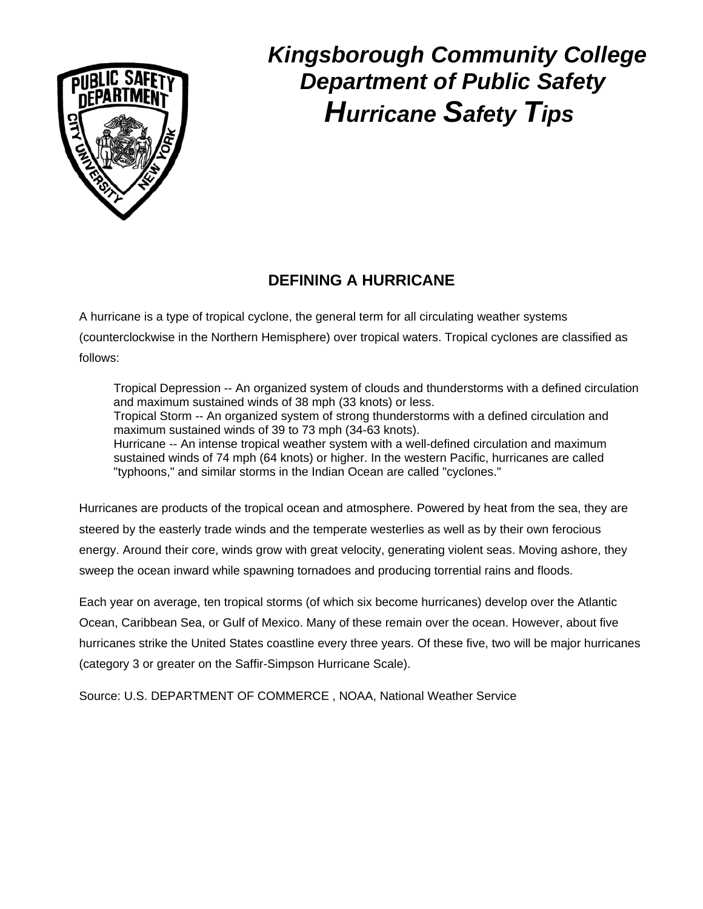# *Kingsborough Community College Department of Public Safety Hurricane Safety Tips*

## DEFINING A HURRICANE

A hurricane is a type of tropical cyclone, the general term for all circulating weather systems (counterclockwise in the Northern Hemisphere) over tropical waters. Tropical cyclones are classified as follows:

> Tropical Depression -- An organized system of clouds and thunderstorms with a defined circulation and maximum sustained winds of 38 mph (33 knots) or less.
> Tropical Storm -- An organized system of strong thunderstorms with a defined circulation and maximum sustained winds of 39 to 73 mph (34-63 knots).
> Hurricane -- An intense tropical weather system with a well-defined circulation and maximum sustained winds of 74 mph (64 knots) or higher. In the western Pacific, hurricanes are called "typhoons," and similar storms in the Indian Ocean are called "cyclones."

Hurricanes are products of the tropical ocean and atmosphere. Powered by heat from the sea, they are steered by the easterly trade winds and the temperate westerlies as well as by their own ferocious energy. Around their core, winds grow with great velocity, generating violent seas. Moving ashore, they sweep the ocean inward while spawning tornadoes and producing torrential rains and floods.

Each year on average, ten tropical storms (of which six become hurricanes) develop over the Atlantic Ocean, Caribbean Sea, or Gulf of Mexico. Many of these remain over the ocean. However, about five hurricanes strike the United States coastline every three years. Of these five, two will be major hurricanes (category 3 or greater on the Saffir-Simpson Hurricane Scale).

Source: U.S. DEPARTMENT OF COMMERCE , NOAA, National Weather Service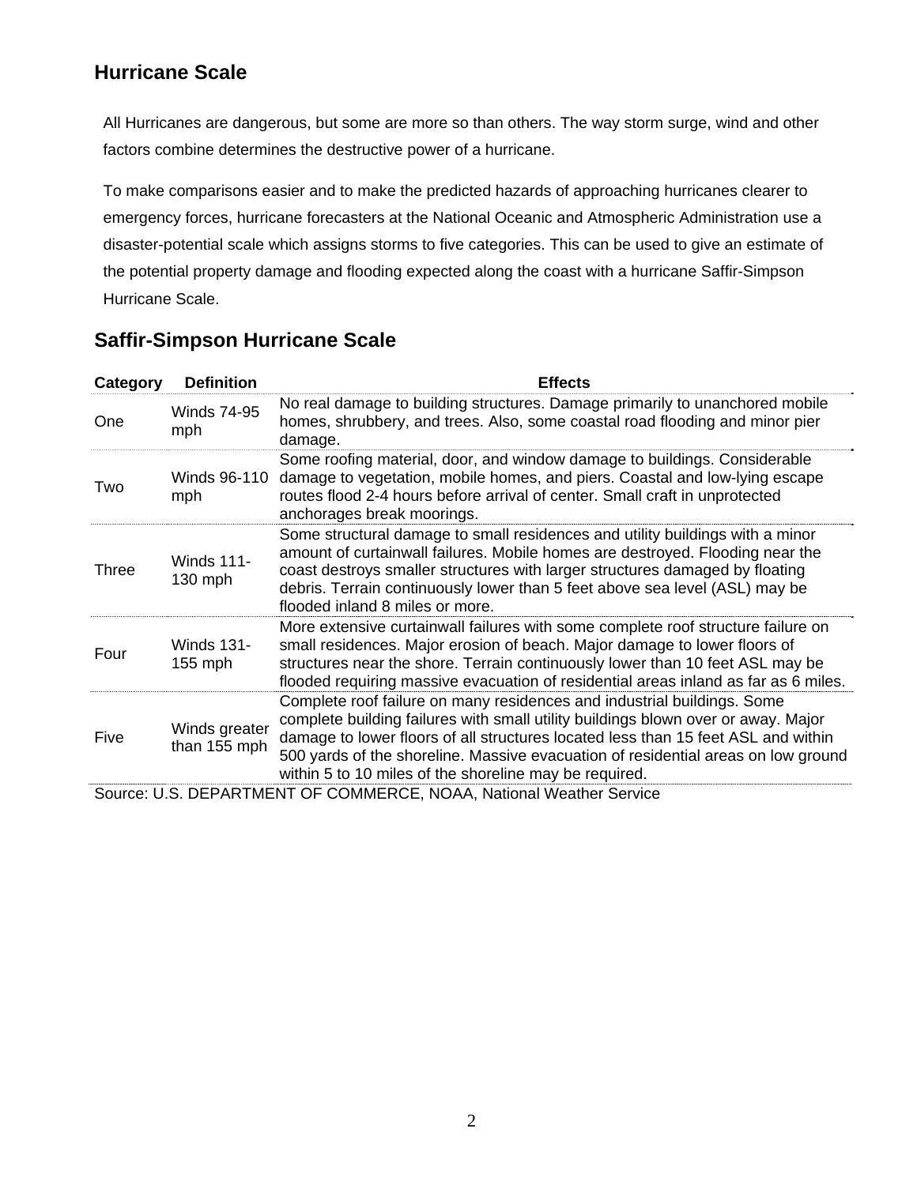## Hurricane Scale

All Hurricanes are dangerous, but some are more so than others. The way storm surge, wind and other factors combine determines the destructive power of a hurricane.

To make comparisons easier and to make the predicted hazards of approaching hurricanes clearer to emergency forces, hurricane forecasters at the National Oceanic and Atmospheric Administration use a disaster-potential scale which assigns storms to five categories. This can be used to give an estimate of the potential property damage and flooding expected along the coast with a hurricane Saffir-Simpson Hurricane Scale.

## Saffir-Simpson Hurricane Scale

| Category | Definition | Effects |
|---|---|---|
| One | Winds 74-95 mph | No real damage to building structures. Damage primarily to unanchored mobile homes, shrubbery, and trees. Also, some coastal road flooding and minor pier damage. |
| Two | Winds 96-110 mph | Some roofing material, door, and window damage to buildings. Considerable damage to vegetation, mobile homes, and piers. Coastal and low-lying escape routes flood 2-4 hours before arrival of center. Small craft in unprotected anchorages break moorings. |
| Three | Winds 111-130 mph | Some structural damage to small residences and utility buildings with a minor amount of curtainwall failures. Mobile homes are destroyed. Flooding near the coast destroys smaller structures with larger structures damaged by floating debris. Terrain continuously lower than 5 feet above sea level (ASL) may be flooded inland 8 miles or more. |
| Four | Winds 131-155 mph | More extensive curtainwall failures with some complete roof structure failure on small residences. Major erosion of beach. Major damage to lower floors of structures near the shore. Terrain continuously lower than 10 feet ASL may be flooded requiring massive evacuation of residential areas inland as far as 6 miles. |
| Five | Winds greater than 155 mph | Complete roof failure on many residences and industrial buildings. Some complete building failures with small utility buildings blown over or away. Major damage to lower floors of all structures located less than 15 feet ASL and within 500 yards of the shoreline. Massive evacuation of residential areas on low ground within 5 to 10 miles of the shoreline may be required. |

Source: U.S. DEPARTMENT OF COMMERCE, NOAA, National Weather Service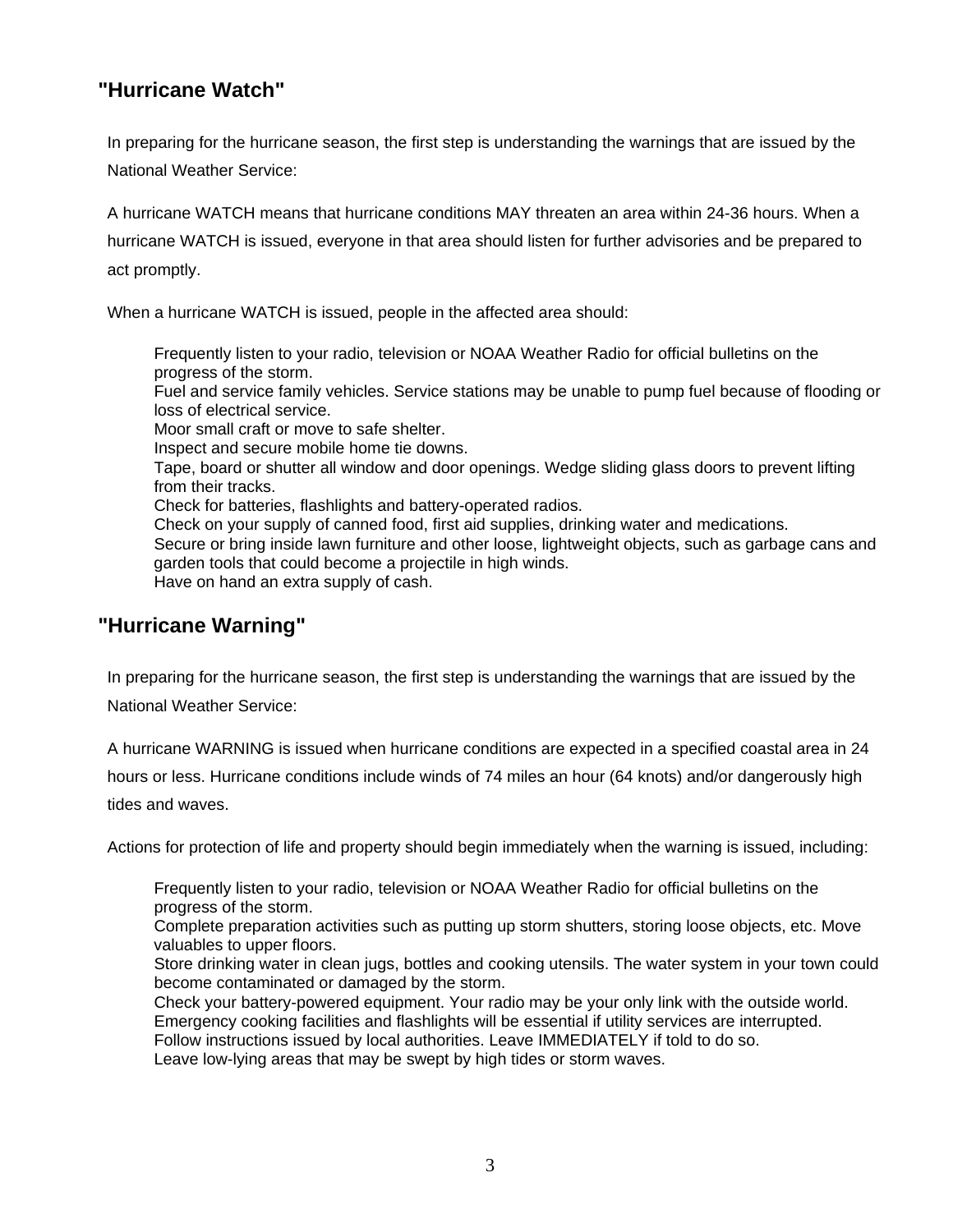## "Hurricane Watch"

In preparing for the hurricane season, the first step is understanding the warnings that are issued by the National Weather Service:

A hurricane WATCH means that hurricane conditions MAY threaten an area within 24-36 hours. When a hurricane WATCH is issued, everyone in that area should listen for further advisories and be prepared to act promptly.

When a hurricane WATCH is issued, people in the affected area should:

- Frequently listen to your radio, television or NOAA Weather Radio for official bulletins on the progress of the storm.
- Fuel and service family vehicles. Service stations may be unable to pump fuel because of flooding or loss of electrical service.
- Moor small craft or move to safe shelter.
- Inspect and secure mobile home tie downs.
- Tape, board or shutter all window and door openings. Wedge sliding glass doors to prevent lifting from their tracks.
- Check for batteries, flashlights and battery-operated radios.
- Check on your supply of canned food, first aid supplies, drinking water and medications.
- Secure or bring inside lawn furniture and other loose, lightweight objects, such as garbage cans and garden tools that could become a projectile in high winds.
- Have on hand an extra supply of cash.

## "Hurricane Warning"

In preparing for the hurricane season, the first step is understanding the warnings that are issued by the National Weather Service:

A hurricane WARNING is issued when hurricane conditions are expected in a specified coastal area in 24 hours or less. Hurricane conditions include winds of 74 miles an hour (64 knots) and/or dangerously high tides and waves.

Actions for protection of life and property should begin immediately when the warning is issued, including:

- Frequently listen to your radio, television or NOAA Weather Radio for official bulletins on the progress of the storm.
- Complete preparation activities such as putting up storm shutters, storing loose objects, etc. Move valuables to upper floors.
- Store drinking water in clean jugs, bottles and cooking utensils. The water system in your town could become contaminated or damaged by the storm.
- Check your battery-powered equipment. Your radio may be your only link with the outside world.
- Emergency cooking facilities and flashlights will be essential if utility services are interrupted.
- Follow instructions issued by local authorities. Leave IMMEDIATELY if told to do so.
- Leave low-lying areas that may be swept by high tides or storm waves.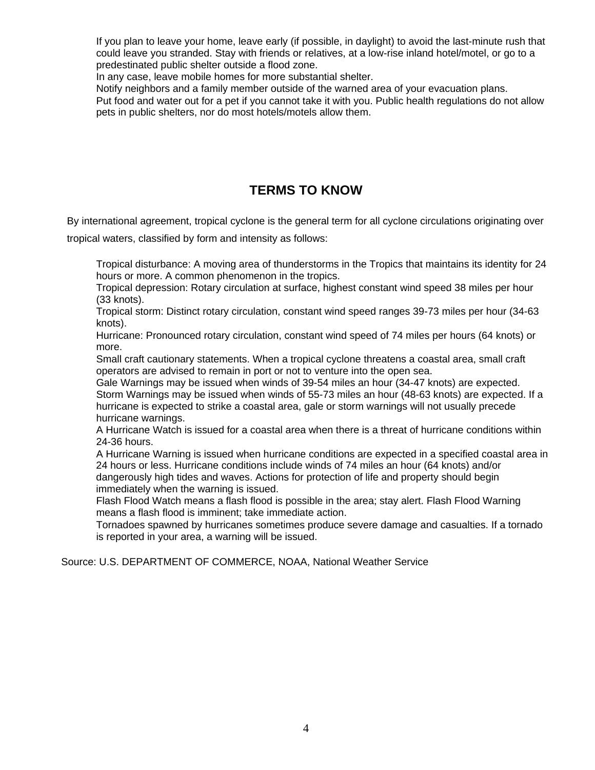If you plan to leave your home, leave early (if possible, in daylight) to avoid the last-minute rush that could leave you stranded. Stay with friends or relatives, at a low-rise inland hotel/motel, or go to a predestinated public shelter outside a flood zone.

In any case, leave mobile homes for more substantial shelter.

Notify neighbors and a family member outside of the warned area of your evacuation plans.

Put food and water out for a pet if you cannot take it with you. Public health regulations do not allow pets in public shelters, nor do most hotels/motels allow them.

## TERMS TO KNOW

By international agreement, tropical cyclone is the general term for all cyclone circulations originating over tropical waters, classified by form and intensity as follows:

Tropical disturbance: A moving area of thunderstorms in the Tropics that maintains its identity for 24 hours or more. A common phenomenon in the tropics.

Tropical depression: Rotary circulation at surface, highest constant wind speed 38 miles per hour (33 knots).

Tropical storm: Distinct rotary circulation, constant wind speed ranges 39-73 miles per hour (34-63 knots).

Hurricane: Pronounced rotary circulation, constant wind speed of 74 miles per hours (64 knots) or more.

Small craft cautionary statements. When a tropical cyclone threatens a coastal area, small craft operators are advised to remain in port or not to venture into the open sea.

Gale Warnings may be issued when winds of 39-54 miles an hour (34-47 knots) are expected.

Storm Warnings may be issued when winds of 55-73 miles an hour (48-63 knots) are expected. If a hurricane is expected to strike a coastal area, gale or storm warnings will not usually precede hurricane warnings.

A Hurricane Watch is issued for a coastal area when there is a threat of hurricane conditions within 24-36 hours.

A Hurricane Warning is issued when hurricane conditions are expected in a specified coastal area in 24 hours or less. Hurricane conditions include winds of 74 miles an hour (64 knots) and/or dangerously high tides and waves. Actions for protection of life and property should begin immediately when the warning is issued.

Flash Flood Watch means a flash flood is possible in the area; stay alert. Flash Flood Warning means a flash flood is imminent; take immediate action.

Tornadoes spawned by hurricanes sometimes produce severe damage and casualties. If a tornado is reported in your area, a warning will be issued.

Source: U.S. DEPARTMENT OF COMMERCE, NOAA, National Weather Service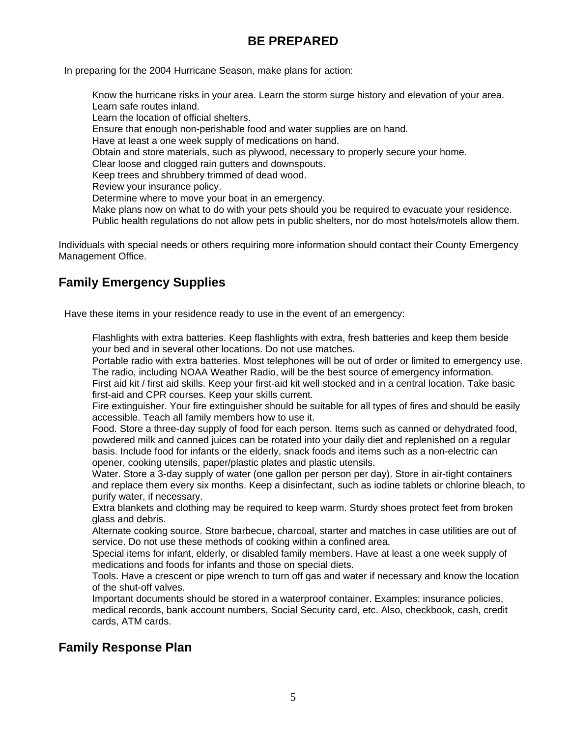# BE PREPARED

In preparing for the 2004 Hurricane Season, make plans for action:

Know the hurricane risks in your area. Learn the storm surge history and elevation of your area.
Learn safe routes inland.
Learn the location of official shelters.
Ensure that enough non-perishable food and water supplies are on hand.
Have at least a one week supply of medications on hand.
Obtain and store materials, such as plywood, necessary to properly secure your home.
Clear loose and clogged rain gutters and downspouts.
Keep trees and shrubbery trimmed of dead wood.
Review your insurance policy.
Determine where to move your boat in an emergency.
Make plans now on what to do with your pets should you be required to evacuate your residence. Public health regulations do not allow pets in public shelters, nor do most hotels/motels allow them.

Individuals with special needs or others requiring more information should contact their County Emergency Management Office.

## Family Emergency Supplies

Have these items in your residence ready to use in the event of an emergency:

Flashlights with extra batteries. Keep flashlights with extra, fresh batteries and keep them beside your bed and in several other locations. Do not use matches.
Portable radio with extra batteries. Most telephones will be out of order or limited to emergency use. The radio, including NOAA Weather Radio, will be the best source of emergency information.
First aid kit / first aid skills. Keep your first-aid kit well stocked and in a central location. Take basic first-aid and CPR courses. Keep your skills current.
Fire extinguisher. Your fire extinguisher should be suitable for all types of fires and should be easily accessible. Teach all family members how to use it.
Food. Store a three-day supply of food for each person. Items such as canned or dehydrated food, powdered milk and canned juices can be rotated into your daily diet and replenished on a regular basis. Include food for infants or the elderly, snack foods and items such as a non-electric can opener, cooking utensils, paper/plastic plates and plastic utensils.
Water. Store a 3-day supply of water (one gallon per person per day). Store in air-tight containers and replace them every six months. Keep a disinfectant, such as iodine tablets or chlorine bleach, to purify water, if necessary.
Extra blankets and clothing may be required to keep warm. Sturdy shoes protect feet from broken glass and debris.
Alternate cooking source. Store barbecue, charcoal, starter and matches in case utilities are out of service. Do not use these methods of cooking within a confined area.
Special items for infant, elderly, or disabled family members. Have at least a one week supply of medications and foods for infants and those on special diets.
Tools. Have a crescent or pipe wrench to turn off gas and water if necessary and know the location of the shut-off valves.
Important documents should be stored in a waterproof container. Examples: insurance policies, medical records, bank account numbers, Social Security card, etc. Also, checkbook, cash, credit cards, ATM cards.

## Family Response Plan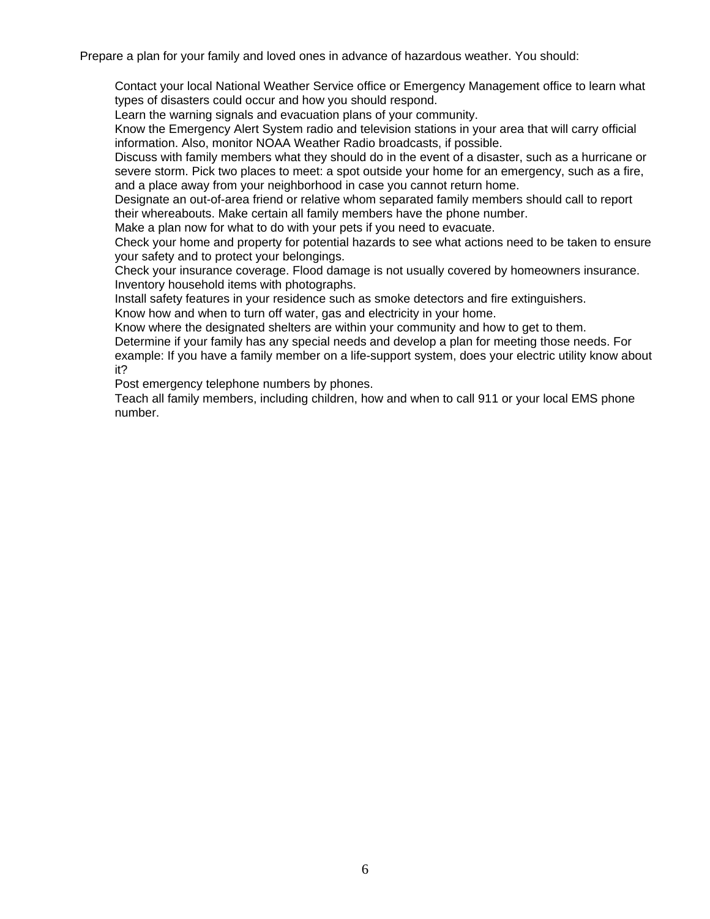Prepare a plan for your family and loved ones in advance of hazardous weather. You should:

- Contact your local National Weather Service office or Emergency Management office to learn what types of disasters could occur and how you should respond.
- Learn the warning signals and evacuation plans of your community.
- Know the Emergency Alert System radio and television stations in your area that will carry official information. Also, monitor NOAA Weather Radio broadcasts, if possible.
- Discuss with family members what they should do in the event of a disaster, such as a hurricane or severe storm. Pick two places to meet: a spot outside your home for an emergency, such as a fire, and a place away from your neighborhood in case you cannot return home.
- Designate an out-of-area friend or relative whom separated family members should call to report their whereabouts. Make certain all family members have the phone number.
- Make a plan now for what to do with your pets if you need to evacuate.
- Check your home and property for potential hazards to see what actions need to be taken to ensure your safety and to protect your belongings.
- Check your insurance coverage. Flood damage is not usually covered by homeowners insurance.
- Inventory household items with photographs.
- Install safety features in your residence such as smoke detectors and fire extinguishers.
- Know how and when to turn off water, gas and electricity in your home.
- Know where the designated shelters are within your community and how to get to them.
- Determine if your family has any special needs and develop a plan for meeting those needs. For example: If you have a family member on a life-support system, does your electric utility know about it?
- Post emergency telephone numbers by phones.
- Teach all family members, including children, how and when to call 911 or your local EMS phone number.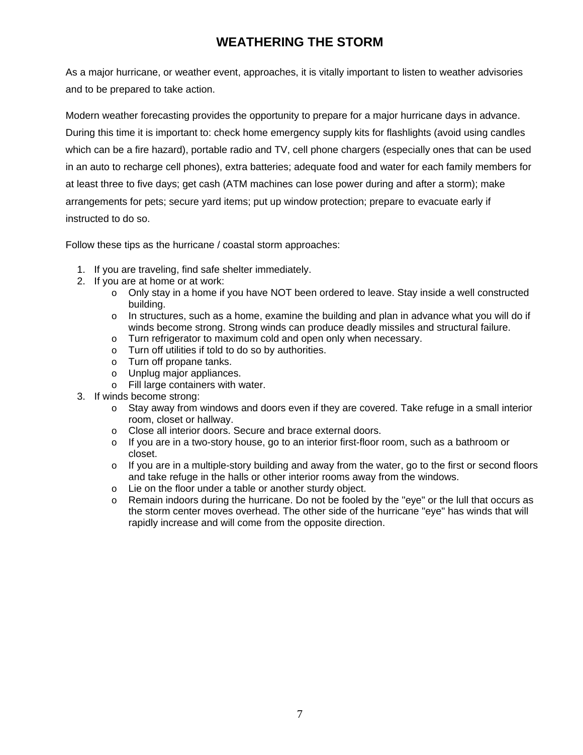# WEATHERING THE STORM

As a major hurricane, or weather event, approaches, it is vitally important to listen to weather advisories and to be prepared to take action.

Modern weather forecasting provides the opportunity to prepare for a major hurricane days in advance. During this time it is important to: check home emergency supply kits for flashlights (avoid using candles which can be a fire hazard), portable radio and TV, cell phone chargers (especially ones that can be used in an auto to recharge cell phones), extra batteries; adequate food and water for each family members for at least three to five days; get cash (ATM machines can lose power during and after a storm); make arrangements for pets; secure yard items; put up window protection; prepare to evacuate early if instructed to do so.

Follow these tips as the hurricane / coastal storm approaches:

1. If you are traveling, find safe shelter immediately.
2. If you are at home or at work:
    - Only stay in a home if you have NOT been ordered to leave. Stay inside a well constructed building.
    - In structures, such as a home, examine the building and plan in advance what you will do if winds become strong. Strong winds can produce deadly missiles and structural failure.
    - Turn refrigerator to maximum cold and open only when necessary.
    - Turn off utilities if told to do so by authorities.
    - Turn off propane tanks.
    - Unplug major appliances.
    - Fill large containers with water.
3. If winds become strong:
    - Stay away from windows and doors even if they are covered. Take refuge in a small interior room, closet or hallway.
    - Close all interior doors. Secure and brace external doors.
    - If you are in a two-story house, go to an interior first-floor room, such as a bathroom or closet.
    - If you are in a multiple-story building and away from the water, go to the first or second floors and take refuge in the halls or other interior rooms away from the windows.
    - Lie on the floor under a table or another sturdy object.
    - Remain indoors during the hurricane. Do not be fooled by the "eye" or the lull that occurs as the storm center moves overhead. The other side of the hurricane "eye" has winds that will rapidly increase and will come from the opposite direction.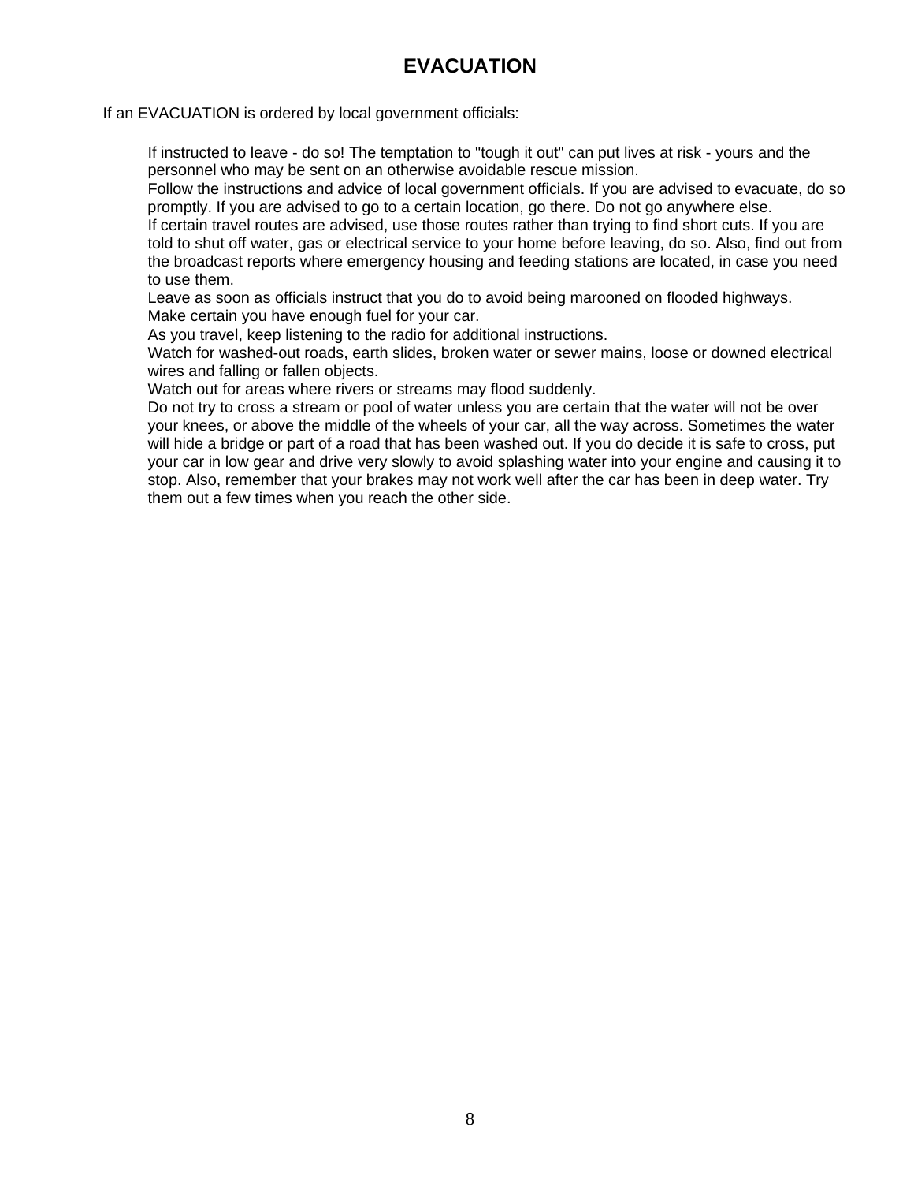# EVACUATION

If an EVACUATION is ordered by local government officials:

If instructed to leave - do so! The temptation to "tough it out" can put lives at risk - yours and the personnel who may be sent on an otherwise avoidable rescue mission.

Follow the instructions and advice of local government officials. If you are advised to evacuate, do so promptly. If you are advised to go to a certain location, go there. Do not go anywhere else.

If certain travel routes are advised, use those routes rather than trying to find short cuts. If you are told to shut off water, gas or electrical service to your home before leaving, do so. Also, find out from the broadcast reports where emergency housing and feeding stations are located, in case you need to use them.

Leave as soon as officials instruct that you do to avoid being marooned on flooded highways.

Make certain you have enough fuel for your car.

As you travel, keep listening to the radio for additional instructions.

Watch for washed-out roads, earth slides, broken water or sewer mains, loose or downed electrical wires and falling or fallen objects.

Watch out for areas where rivers or streams may flood suddenly.

Do not try to cross a stream or pool of water unless you are certain that the water will not be over your knees, or above the middle of the wheels of your car, all the way across. Sometimes the water will hide a bridge or part of a road that has been washed out. If you do decide it is safe to cross, put your car in low gear and drive very slowly to avoid splashing water into your engine and causing it to stop. Also, remember that your brakes may not work well after the car has been in deep water. Try them out a few times when you reach the other side.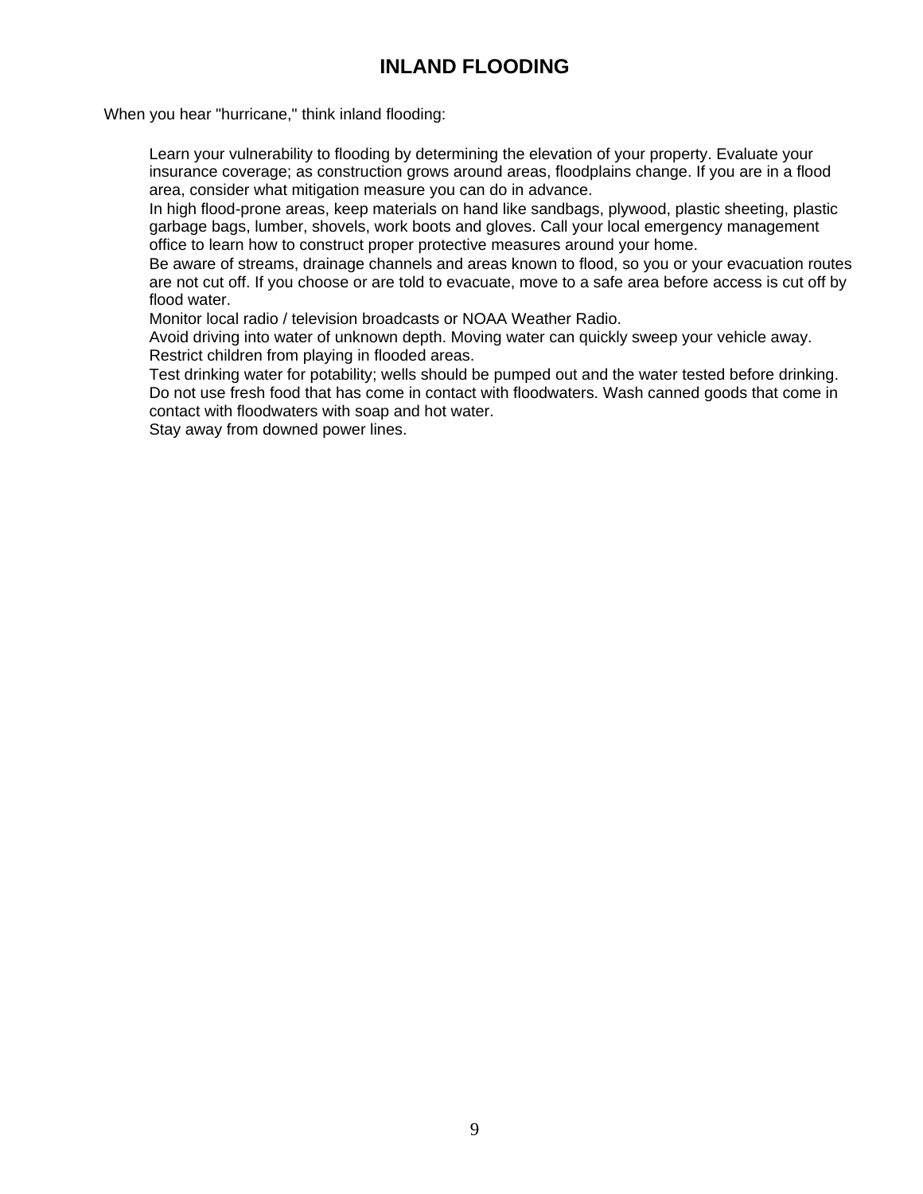# INLAND FLOODING

When you hear "hurricane," think inland flooding:

- Learn your vulnerability to flooding by determining the elevation of your property. Evaluate your insurance coverage; as construction grows around areas, floodplains change. If you are in a flood area, consider what mitigation measure you can do in advance.
- In high flood-prone areas, keep materials on hand like sandbags, plywood, plastic sheeting, plastic garbage bags, lumber, shovels, work boots and gloves. Call your local emergency management office to learn how to construct proper protective measures around your home.
- Be aware of streams, drainage channels and areas known to flood, so you or your evacuation routes are not cut off. If you choose or are told to evacuate, move to a safe area before access is cut off by flood water.
- Monitor local radio / television broadcasts or NOAA Weather Radio.
- Avoid driving into water of unknown depth. Moving water can quickly sweep your vehicle away.
- Restrict children from playing in flooded areas.
- Test drinking water for potability; wells should be pumped out and the water tested before drinking.
- Do not use fresh food that has come in contact with floodwaters. Wash canned goods that come in contact with floodwaters with soap and hot water.
- Stay away from downed power lines.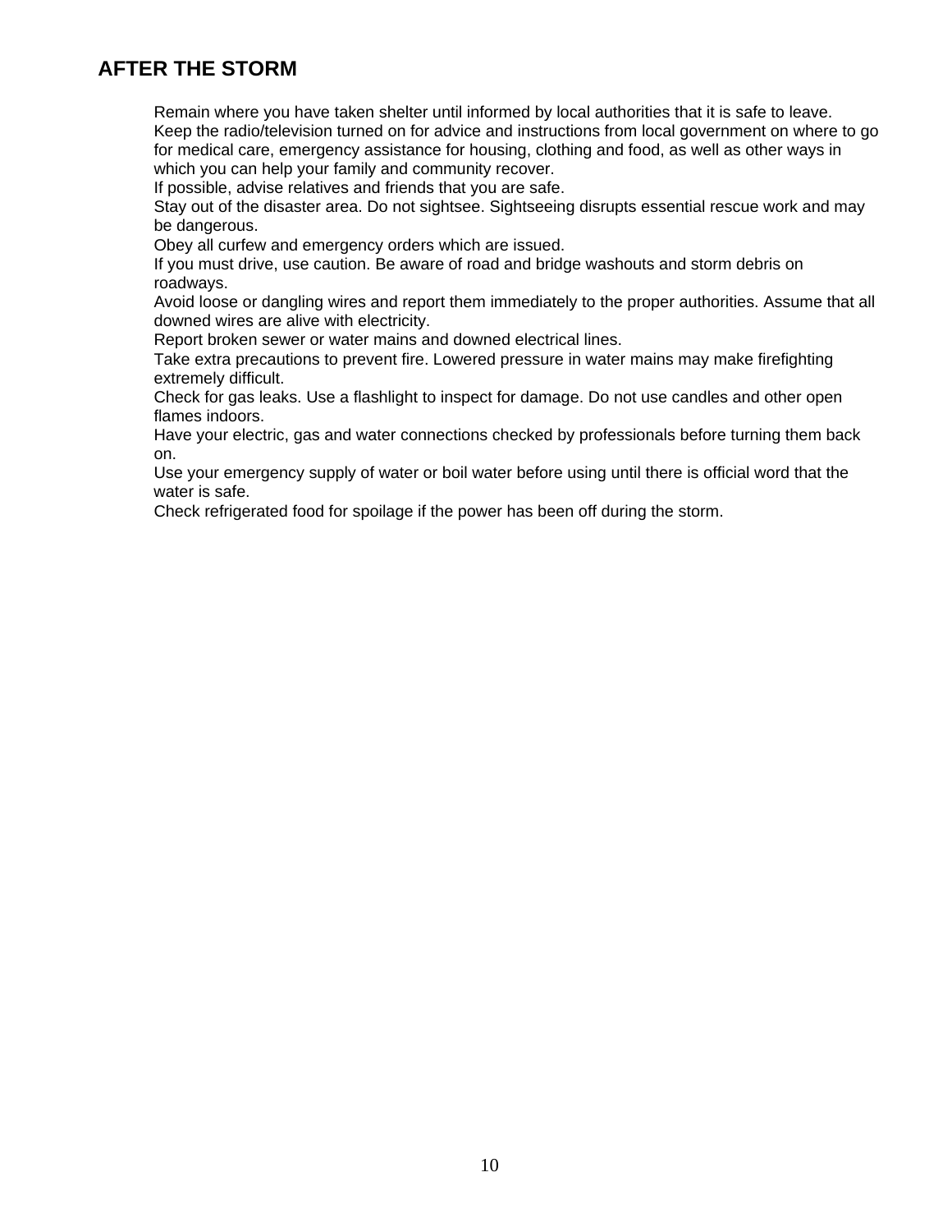## AFTER THE STORM

Remain where you have taken shelter until informed by local authorities that it is safe to leave.
Keep the radio/television turned on for advice and instructions from local government on where to go for medical care, emergency assistance for housing, clothing and food, as well as other ways in which you can help your family and community recover.
If possible, advise relatives and friends that you are safe.
Stay out of the disaster area. Do not sightsee. Sightseeing disrupts essential rescue work and may be dangerous.
Obey all curfew and emergency orders which are issued.
If you must drive, use caution. Be aware of road and bridge washouts and storm debris on roadways.
Avoid loose or dangling wires and report them immediately to the proper authorities. Assume that all downed wires are alive with electricity.
Report broken sewer or water mains and downed electrical lines.
Take extra precautions to prevent fire. Lowered pressure in water mains may make firefighting extremely difficult.
Check for gas leaks. Use a flashlight to inspect for damage. Do not use candles and other open flames indoors.
Have your electric, gas and water connections checked by professionals before turning them back on.
Use your emergency supply of water or boil water before using until there is official word that the water is safe.
Check refrigerated food for spoilage if the power has been off during the storm.